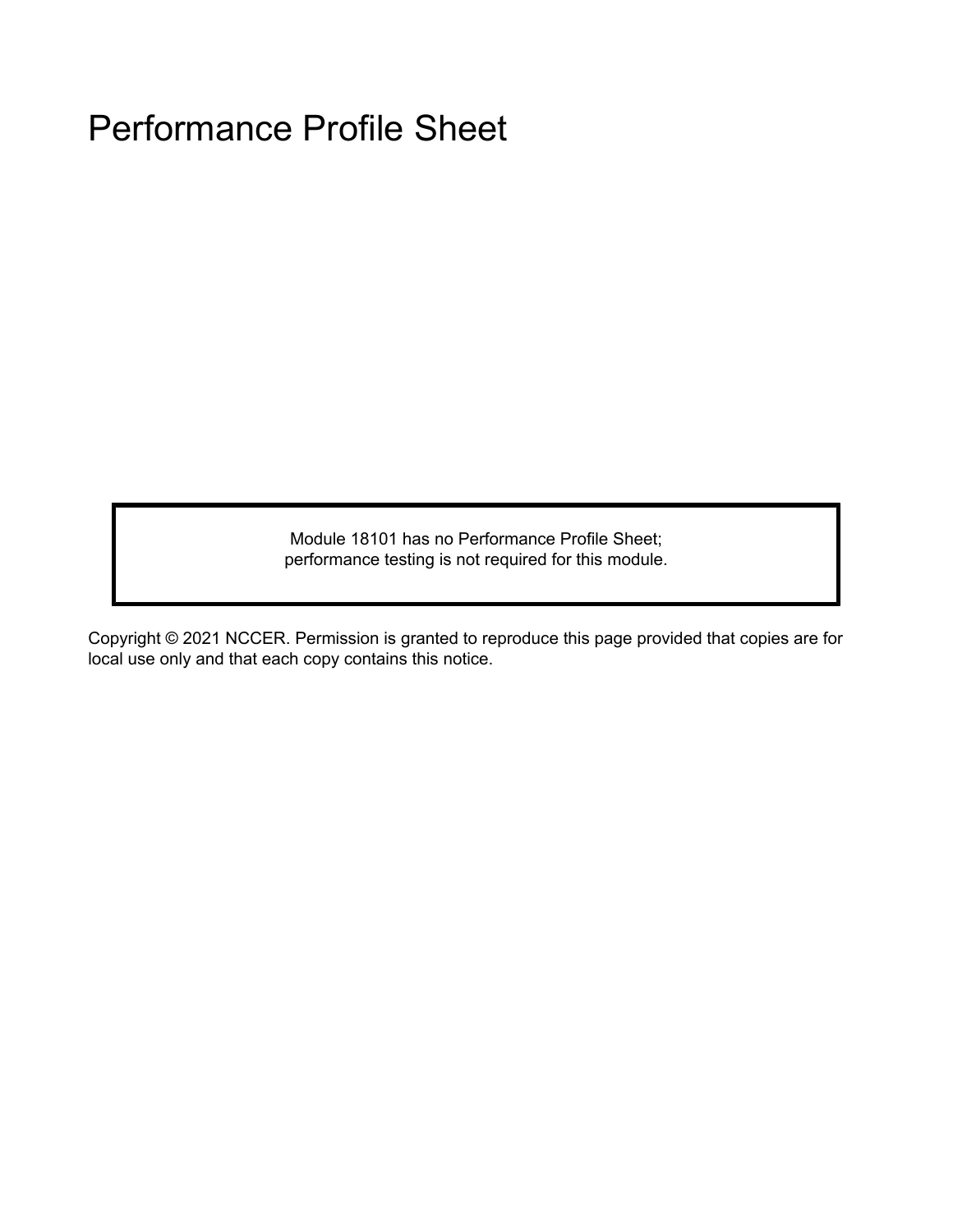# Performance Profile Sheet

Module 18101 has no Performance Profile Sheet;
performance testing is not required for this module.

Copyright © 2021 NCCER. Permission is granted to reproduce this page provided that copies are for local use only and that each copy contains this notice.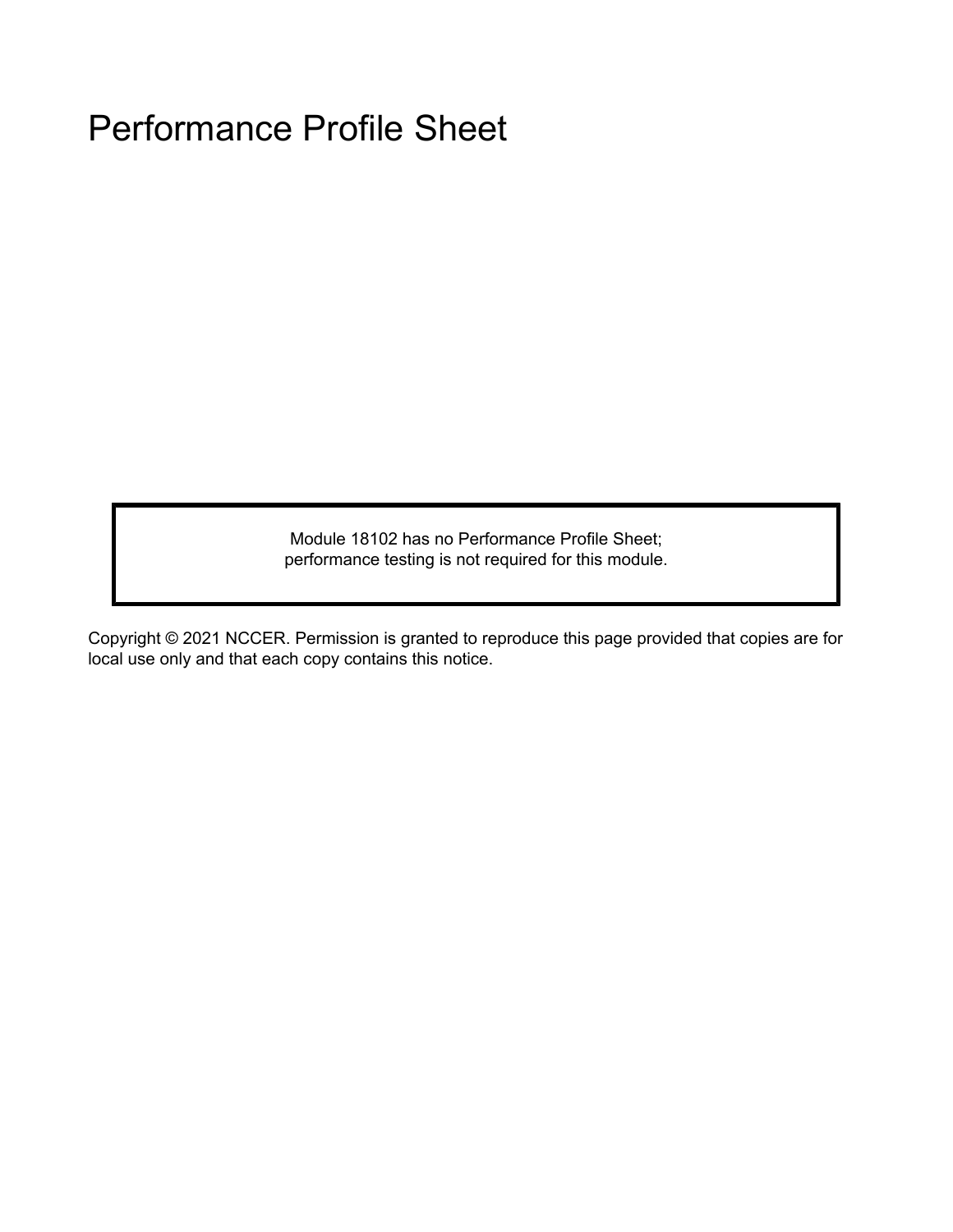# Performance Profile Sheet

Module 18102 has no Performance Profile Sheet;
performance testing is not required for this module.

Copyright © 2021 NCCER. Permission is granted to reproduce this page provided that copies are for local use only and that each copy contains this notice.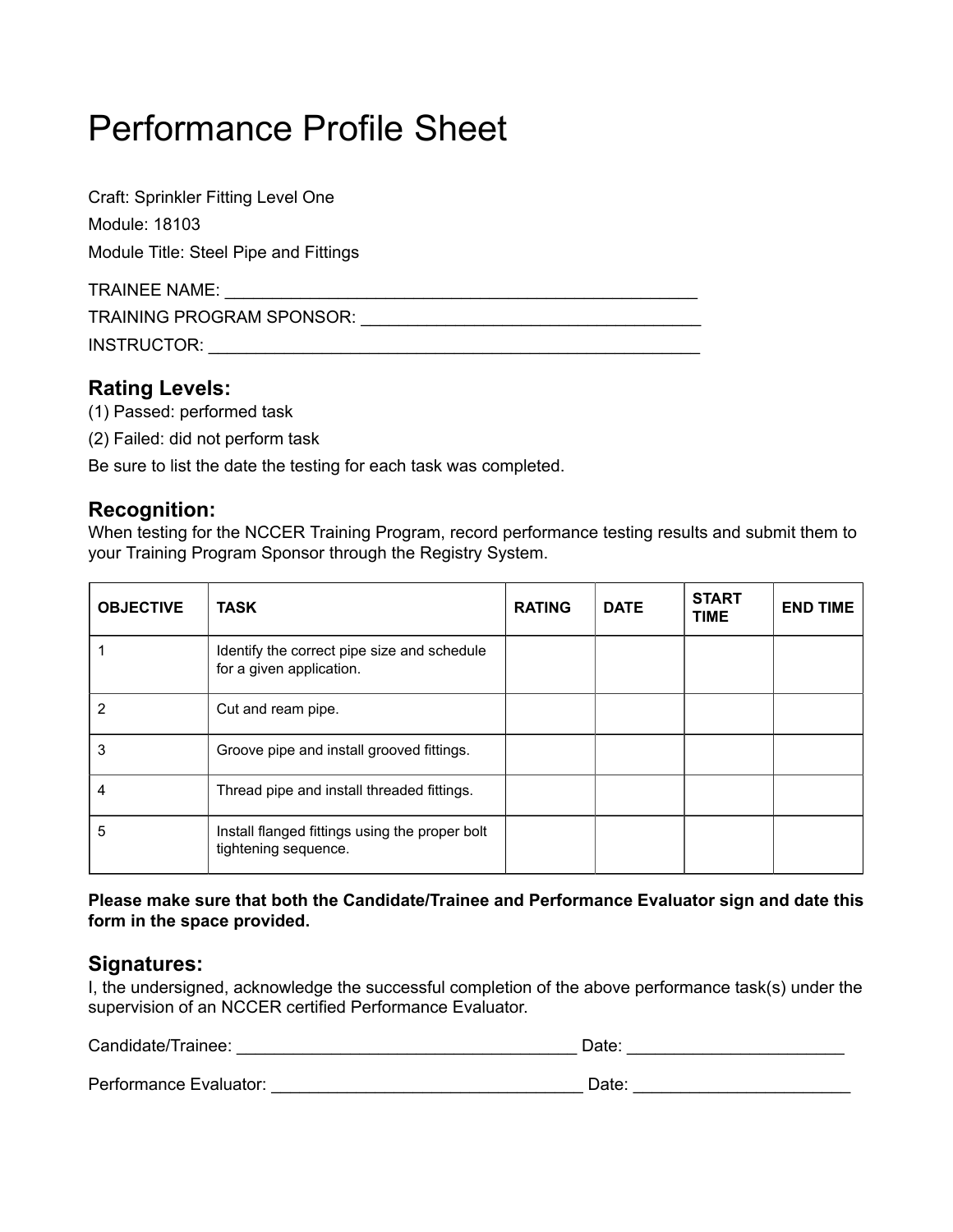# Performance Profile Sheet

Craft: Sprinkler Fitting Level One

Module: 18103

Module Title: Steel Pipe and Fittings

TRAINEE NAME: ___________________________________________________

TRAINING PROGRAM SPONSOR: ____________________________________

INSTRUCTOR: _____________________________________________________

## Rating Levels:

(1) Passed: performed task

(2) Failed: did not perform task

Be sure to list the date the testing for each task was completed.

## Recognition:

When testing for the NCCER Training Program, record performance testing results and submit them to your Training Program Sponsor through the Registry System.

| OBJECTIVE | TASK | RATING | DATE | START TIME | END TIME |
|---|---|---|---|---|---|
| 1 | Identify the correct pipe size and schedule for a given application. | | | | |
| 2 | Cut and ream pipe. | | | | |
| 3 | Groove pipe and install grooved fittings. | | | | |
| 4 | Thread pipe and install threaded fittings. | | | | |
| 5 | Install flanged fittings using the proper bolt tightening sequence. | | | | |

**Please make sure that both the Candidate/Trainee and Performance Evaluator sign and date this form in the space provided.**

## Signatures:

I, the undersigned, acknowledge the successful completion of the above performance task(s) under the supervision of an NCCER certified Performance Evaluator.

Candidate/Trainee: ____________________________________ Date: ______________________

Performance Evaluator: _________________________________ Date: ______________________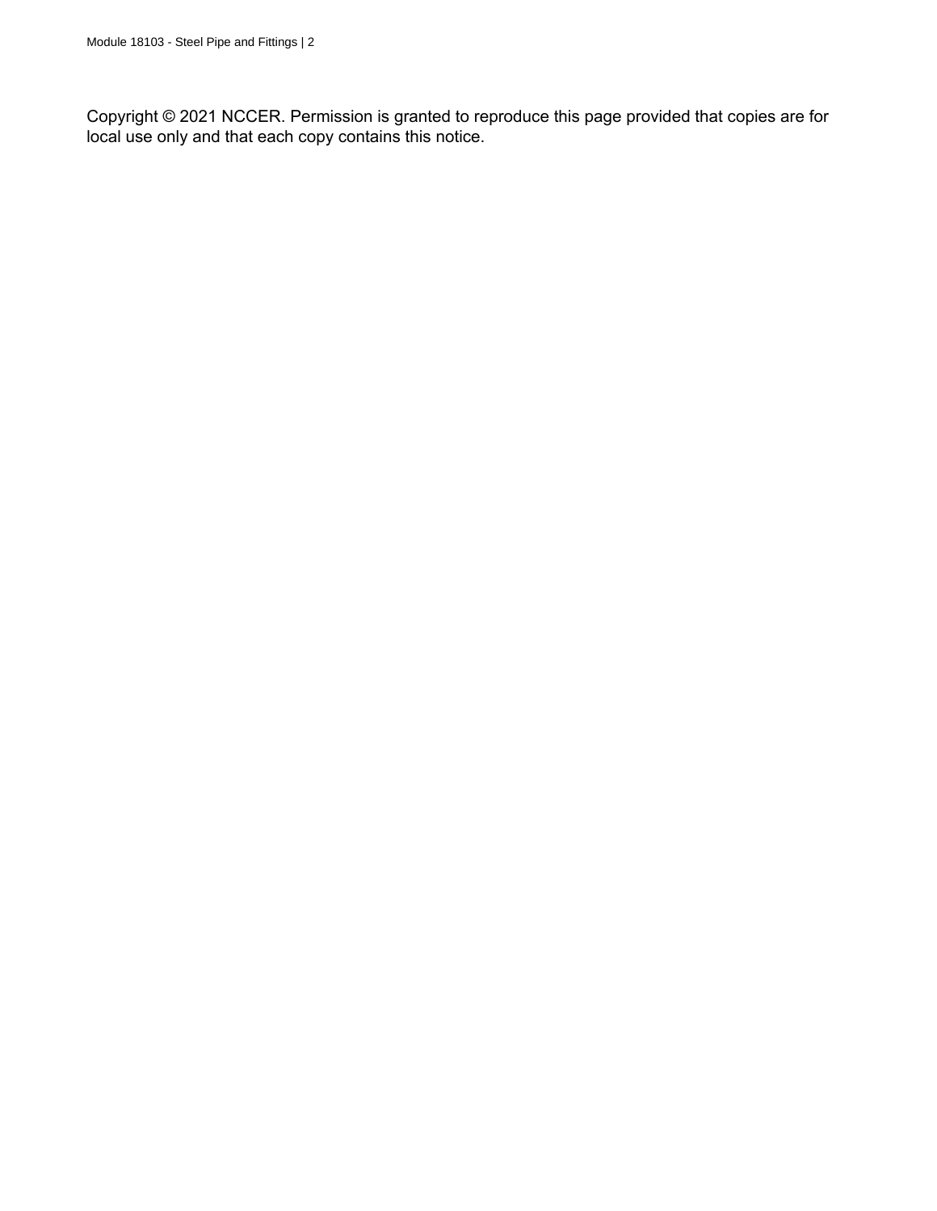Copyright © 2021 NCCER. Permission is granted to reproduce this page provided that copies are for local use only and that each copy contains this notice.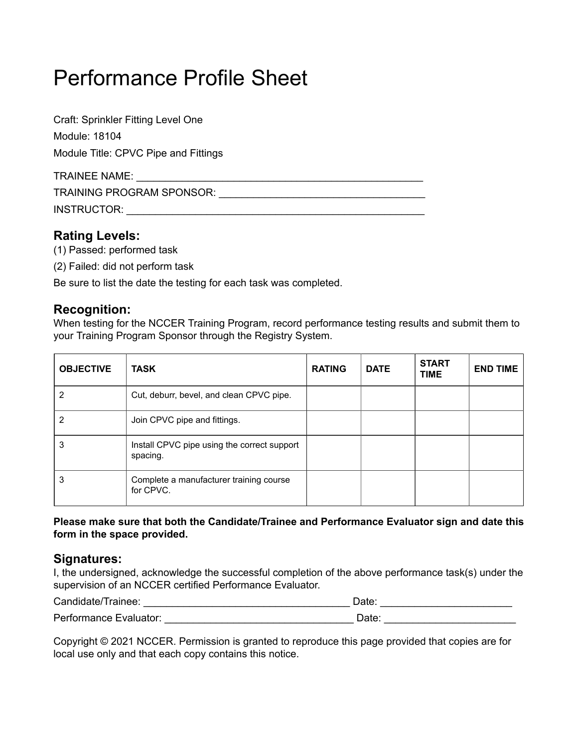# Performance Profile Sheet

Craft: Sprinkler Fitting Level One

Module: 18104

Module Title: CPVC Pipe and Fittings

TRAINEE NAME: ___________________________________________________

TRAINING PROGRAM SPONSOR: ____________________________________

INSTRUCTOR: _____________________________________________________

## Rating Levels:

(1) Passed: performed task

(2) Failed: did not perform task

Be sure to list the date the testing for each task was completed.

## Recognition:

When testing for the NCCER Training Program, record performance testing results and submit them to your Training Program Sponsor through the Registry System.

| OBJECTIVE | TASK | RATING | DATE | START TIME | END TIME |
|---|---|---|---|---|---|
| 2 | Cut, deburr, bevel, and clean CPVC pipe. | | | | |
| 2 | Join CPVC pipe and fittings. | | | | |
| 3 | Install CPVC pipe using the correct support spacing. | | | | |
| 3 | Complete a manufacturer training course for CPVC. | | | | |

**Please make sure that both the Candidate/Trainee and Performance Evaluator sign and date this form in the space provided.**

## Signatures:

I, the undersigned, acknowledge the successful completion of the above performance task(s) under the supervision of an NCCER certified Performance Evaluator.

Candidate/Trainee: ____________________________________ Date: ______________________

Performance Evaluator: _________________________________ Date: ______________________

Copyright © 2021 NCCER. Permission is granted to reproduce this page provided that copies are for local use only and that each copy contains this notice.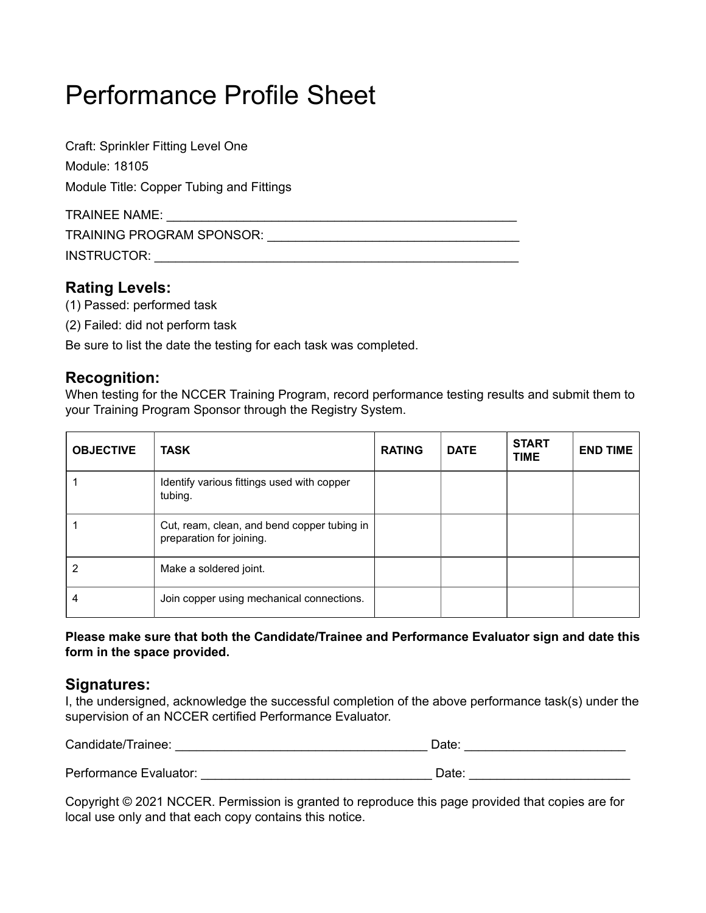# Performance Profile Sheet

Craft: Sprinkler Fitting Level One

Module: 18105

Module Title: Copper Tubing and Fittings

TRAINEE NAME: ___________________________________________________

TRAINING PROGRAM SPONSOR: _____________________________________

INSTRUCTOR: _____________________________________________________

## Rating Levels:

(1) Passed: performed task

(2) Failed: did not perform task

Be sure to list the date the testing for each task was completed.

## Recognition:

When testing for the NCCER Training Program, record performance testing results and submit them to your Training Program Sponsor through the Registry System.

| OBJECTIVE | TASK | RATING | DATE | START TIME | END TIME |
|---|---|---|---|---|---|
| 1 | Identify various fittings used with copper tubing. | | | | |
| 1 | Cut, ream, clean, and bend copper tubing in preparation for joining. | | | | |
| 2 | Make a soldered joint. | | | | |
| 4 | Join copper using mechanical connections. | | | | |

**Please make sure that both the Candidate/Trainee and Performance Evaluator sign and date this form in the space provided.**

## Signatures:

I, the undersigned, acknowledge the successful completion of the above performance task(s) under the supervision of an NCCER certified Performance Evaluator.

Candidate/Trainee: ____________________________________ Date: ______________________

Performance Evaluator: _________________________________ Date: ______________________

Copyright © 2021 NCCER. Permission is granted to reproduce this page provided that copies are for local use only and that each copy contains this notice.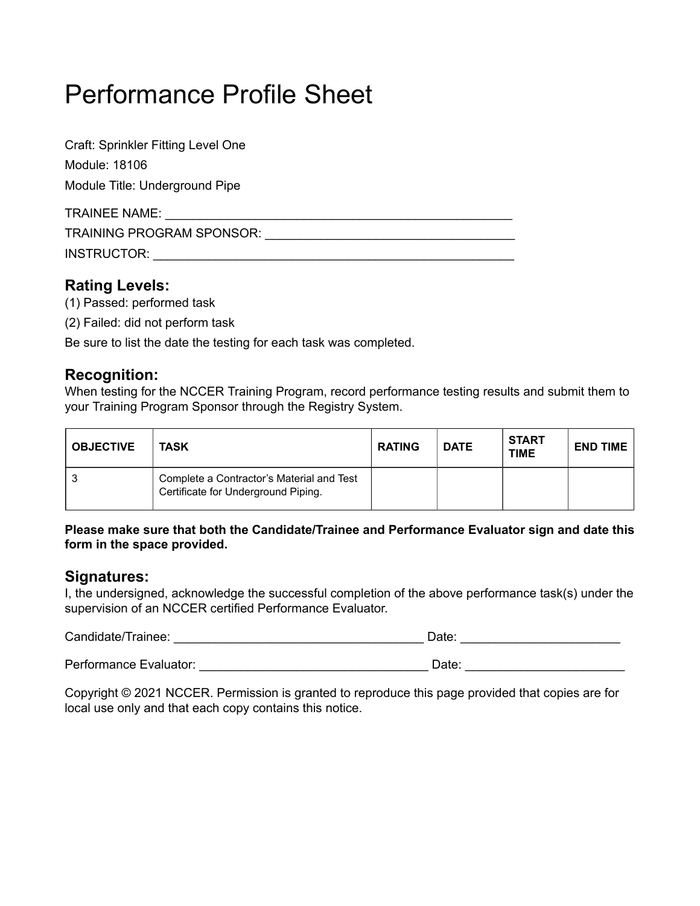# Performance Profile Sheet

Craft: Sprinkler Fitting Level One

Module: 18106

Module Title: Underground Pipe

TRAINEE NAME: ____________________________________________________

TRAINING PROGRAM SPONSOR: ____________________________________

INSTRUCTOR: ______________________________________________________

## Rating Levels:

(1) Passed: performed task

(2) Failed: did not perform task

Be sure to list the date the testing for each task was completed.

## Recognition:

When testing for the NCCER Training Program, record performance testing results and submit them to your Training Program Sponsor through the Registry System.

| OBJECTIVE | TASK | RATING | DATE | START TIME | END TIME |
|---|---|---|---|---|---|
| 3 | Complete a Contractor's Material and Test Certificate for Underground Piping. | | | | |

**Please make sure that both the Candidate/Trainee and Performance Evaluator sign and date this form in the space provided.**

## Signatures:

I, the undersigned, acknowledge the successful completion of the above performance task(s) under the supervision of an NCCER certified Performance Evaluator.

Candidate/Trainee: ____________________________________ Date: ______________________

Performance Evaluator: _________________________________ Date: ______________________

Copyright © 2021 NCCER. Permission is granted to reproduce this page provided that copies are for local use only and that each copy contains this notice.